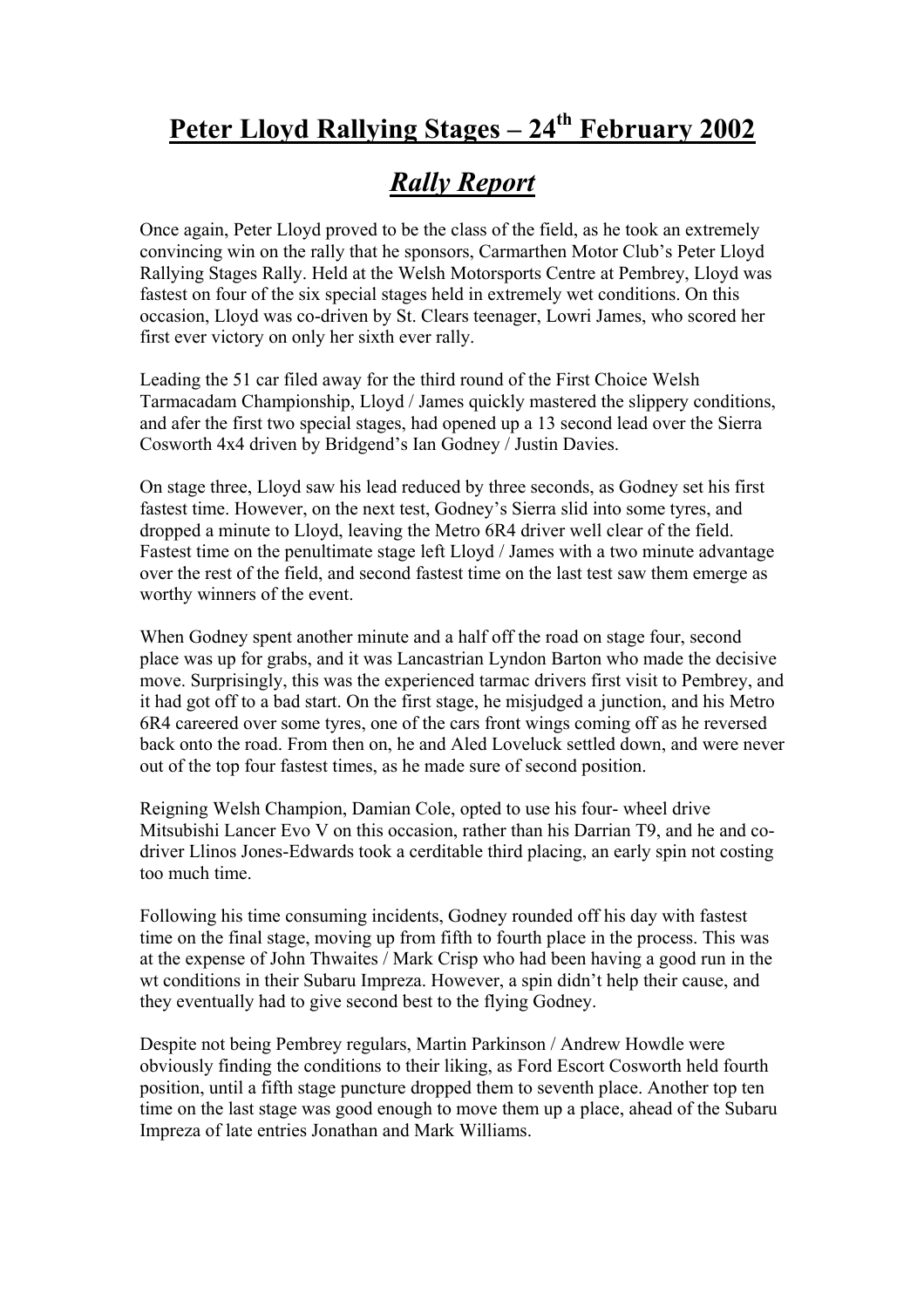# Peter Lloyd Rallying Stages – 24th February 2002

## *Rally Report*

Once again, Peter Lloyd proved to be the class of the field, as he took an extremely convincing win on the rally that he sponsors, Carmarthen Motor Club's Peter Lloyd Rallying Stages Rally. Held at the Welsh Motorsports Centre at Pembrey, Lloyd was fastest on four of the six special stages held in extremely wet conditions. On this occasion, Lloyd was co-driven by St. Clears teenager, Lowri James, who scored her first ever victory on only her sixth ever rally.

Leading the 51 car filed away for the third round of the First Choice Welsh Tarmacadam Championship, Lloyd / James quickly mastered the slippery conditions, and afer the first two special stages, had opened up a 13 second lead over the Sierra Cosworth 4x4 driven by Bridgend's Ian Godney / Justin Davies.

On stage three, Lloyd saw his lead reduced by three seconds, as Godney set his first fastest time. However, on the next test, Godney's Sierra slid into some tyres, and dropped a minute to Lloyd, leaving the Metro 6R4 driver well clear of the field. Fastest time on the penultimate stage left Lloyd / James with a two minute advantage over the rest of the field, and second fastest time on the last test saw them emerge as worthy winners of the event.

When Godney spent another minute and a half off the road on stage four, second place was up for grabs, and it was Lancastrian Lyndon Barton who made the decisive move. Surprisingly, this was the experienced tarmac drivers first visit to Pembrey, and it had got off to a bad start. On the first stage, he misjudged a junction, and his Metro 6R4 careered over some tyres, one of the cars front wings coming off as he reversed back onto the road. From then on, he and Aled Loveluck settled down, and were never out of the top four fastest times, as he made sure of second position.

Reigning Welsh Champion, Damian Cole, opted to use his four- wheel drive Mitsubishi Lancer Evo V on this occasion, rather than his Darrian T9, and he and co-driver Llinos Jones-Edwards took a cerditable third placing, an early spin not costing too much time.

Following his time consuming incidents, Godney rounded off his day with fastest time on the final stage, moving up from fifth to fourth place in the process. This was at the expense of John Thwaites / Mark Crisp who had been having a good run in the wt conditions in their Subaru Impreza. However, a spin didn't help their cause, and they eventually had to give second best to the flying Godney.

Despite not being Pembrey regulars, Martin Parkinson / Andrew Howdle were obviously finding the conditions to their liking, as Ford Escort Cosworth held fourth position, until a fifth stage puncture dropped them to seventh place. Another top ten time on the last stage was good enough to move them up a place, ahead of the Subaru Impreza of late entries Jonathan and Mark Williams.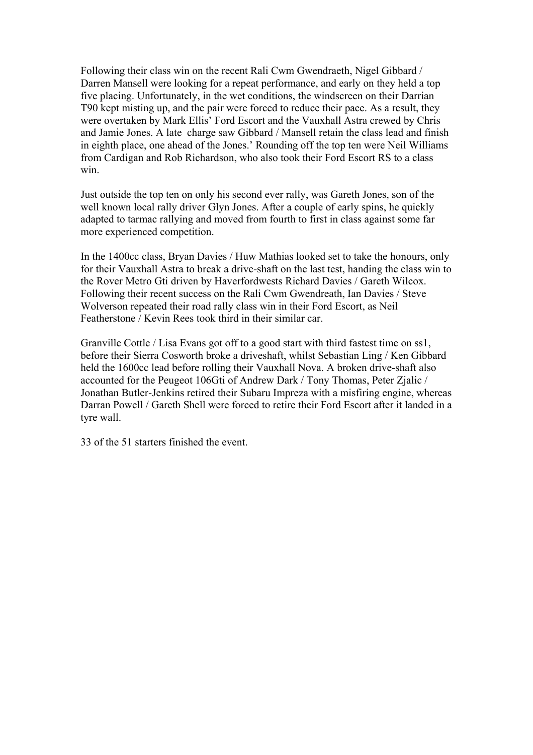Following their class win on the recent Rali Cwm Gwendraeth, Nigel Gibbard / Darren Mansell were looking for a repeat performance, and early on they held a top five placing. Unfortunately, in the wet conditions, the windscreen on their Darrian T90 kept misting up, and the pair were forced to reduce their pace. As a result, they were overtaken by Mark Ellis' Ford Escort and the Vauxhall Astra crewed by Chris and Jamie Jones. A late charge saw Gibbard / Mansell retain the class lead and finish in eighth place, one ahead of the Jones.' Rounding off the top ten were Neil Williams from Cardigan and Rob Richardson, who also took their Ford Escort RS to a class win.

Just outside the top ten on only his second ever rally, was Gareth Jones, son of the well known local rally driver Glyn Jones. After a couple of early spins, he quickly adapted to tarmac rallying and moved from fourth to first in class against some far more experienced competition.

In the 1400cc class, Bryan Davies / Huw Mathias looked set to take the honours, only for their Vauxhall Astra to break a drive-shaft on the last test, handing the class win to the Rover Metro Gti driven by Haverfordwests Richard Davies / Gareth Wilcox. Following their recent success on the Rali Cwm Gwendreath, Ian Davies / Steve Wolverson repeated their road rally class win in their Ford Escort, as Neil Featherstone / Kevin Rees took third in their similar car.

Granville Cottle / Lisa Evans got off to a good start with third fastest time on ss1, before their Sierra Cosworth broke a driveshaft, whilst Sebastian Ling / Ken Gibbard held the 1600cc lead before rolling their Vauxhall Nova. A broken drive-shaft also accounted for the Peugeot 106Gti of Andrew Dark / Tony Thomas, Peter Zjalic / Jonathan Butler-Jenkins retired their Subaru Impreza with a misfiring engine, whereas Darran Powell / Gareth Shell were forced to retire their Ford Escort after it landed in a tyre wall.

33 of the 51 starters finished the event.